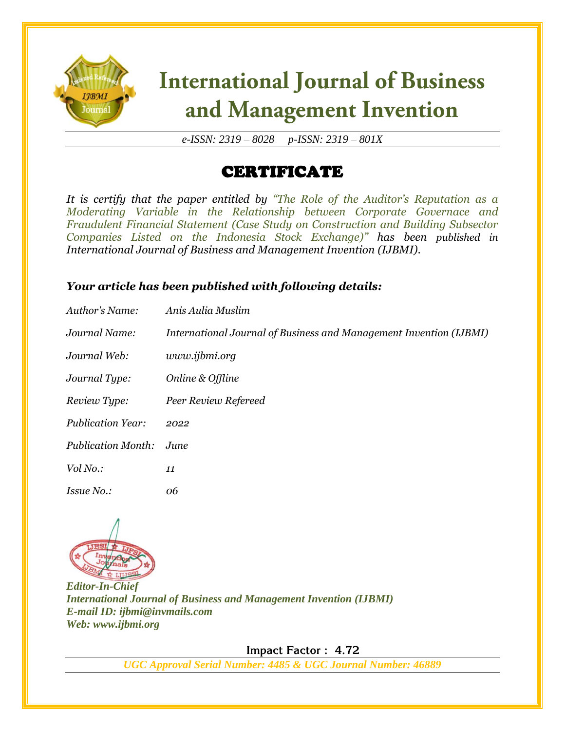# International Journal of Business and Management Invention

*e-ISSN: 2319 – 8028 p-ISSN: 2319 – 801X*

## CERTIFICATE

*It is certify that the paper entitled by "The Role of the Auditor's Reputation as a Moderating Variable in the Relationship between Corporate Governace and Fraudulent Financial Statement (Case Study on Construction and Building Subsector Companies Listed on the Indonesia Stock Exchange)" has been published in International Journal of Business and Management Invention (IJBMI).*

***Your article has been published with following details:***

| | |
|---|---|
| *Author's Name:* | *Anis Aulia Muslim* |
| *Journal Name:* | *International Journal of Business and Management Invention (IJBMI)* |
| *Journal Web:* | *www.ijbmi.org* |
| *Journal Type:* | *Online & Offline* |
| *Review Type:* | *Peer Review Refereed* |
| *Publication Year:* | *2022* |
| *Publication Month:* | *June* |
| *Vol No.:* | *11* |
| *Issue No.:* | *06* |

***Editor-In-Chief***
***International Journal of Business and Management Invention (IJBMI)***
***E-mail ID: ijbmi@invmails.com***
***Web: www.ijbmi.org***

**Impact Factor : 4.72**

***UGC Approval Serial Number: 4485 & UGC Journal Number: 46889***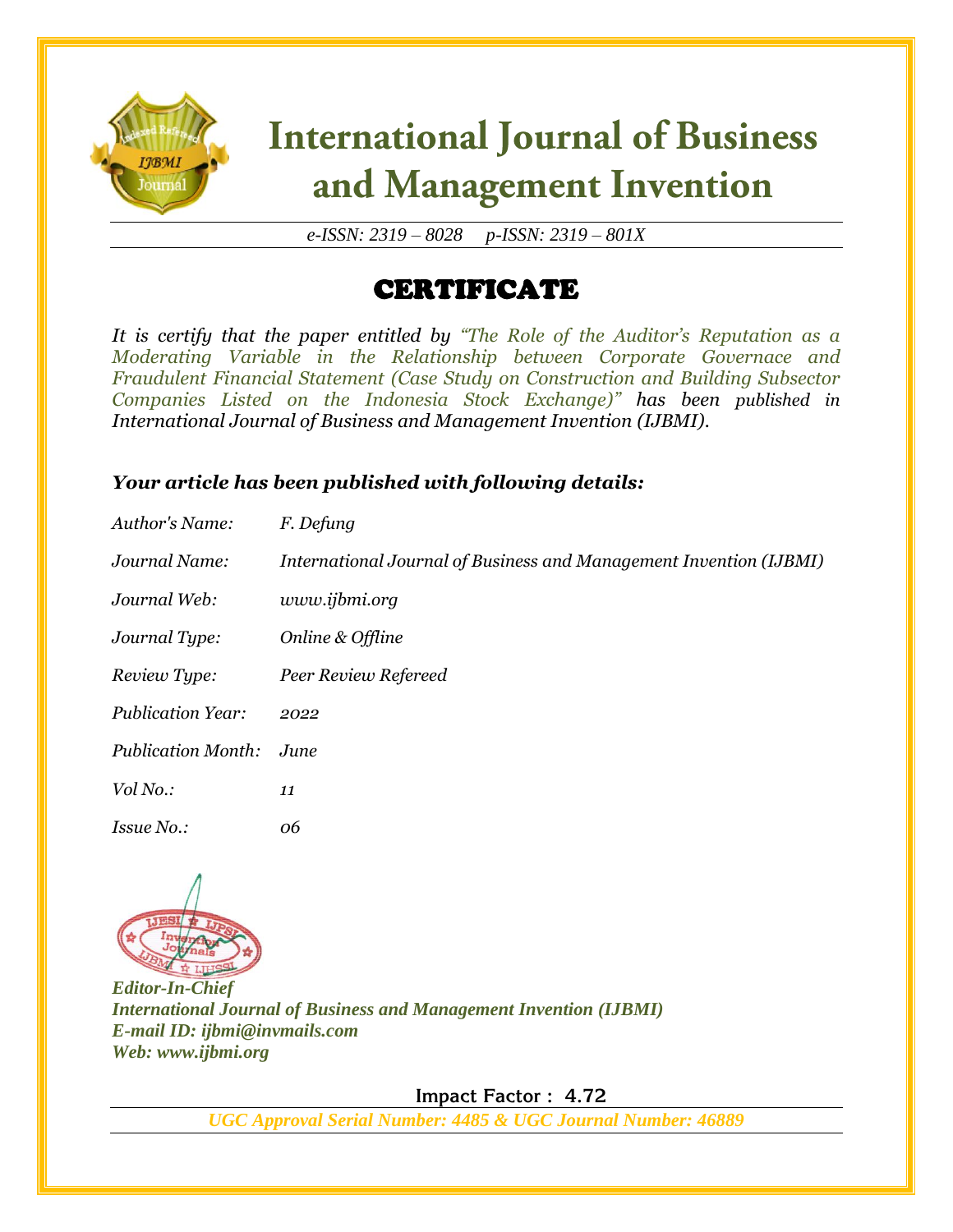# International Journal of Business and Management Invention

*e-ISSN: 2319 – 8028 p-ISSN: 2319 – 801X*

## CERTIFICATE

*It is certify that the paper entitled by "The Role of the Auditor's Reputation as a Moderating Variable in the Relationship between Corporate Governace and Fraudulent Financial Statement (Case Study on Construction and Building Subsector Companies Listed on the Indonesia Stock Exchange)" has been published in International Journal of Business and Management Invention (IJBMI).*

***Your article has been published with following details:***

| | |
|---|---|
| *Author's Name:* | *F. Defung* |
| *Journal Name:* | *International Journal of Business and Management Invention (IJBMI)* |
| *Journal Web:* | *www.ijbmi.org* |
| *Journal Type:* | *Online & Offline* |
| *Review Type:* | *Peer Review Refereed* |
| *Publication Year:* | *2022* |
| *Publication Month:* | *June* |
| *Vol No.:* | *11* |
| *Issue No.:* | *06* |

***Editor-In-Chief***
***International Journal of Business and Management Invention (IJBMI)***
***E-mail ID: ijbmi@invmails.com***
***Web: www.ijbmi.org***

**Impact Factor : 4.72**

***UGC Approval Serial Number: 4485 & UGC Journal Number: 46889***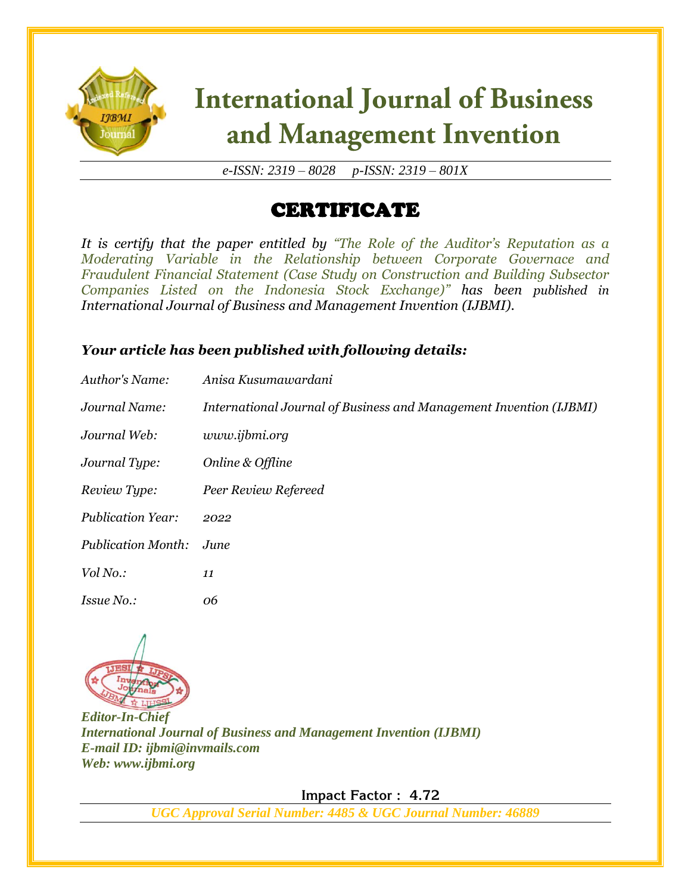# International Journal of Business and Management Invention

*e-ISSN: 2319 – 8028     p-ISSN: 2319 – 801X*

## CERTIFICATE

*It is certify that the paper entitled by "The Role of the Auditor's Reputation as a Moderating Variable in the Relationship between Corporate Governace and Fraudulent Financial Statement (Case Study on Construction and Building Subsector Companies Listed on the Indonesia Stock Exchange)" has been published in International Journal of Business and Management Invention (IJBMI).*

***Your article has been published with following details:***

| | |
|---|---|
| *Author's Name:* | *Anisa Kusumawardani* |
| *Journal Name:* | *International Journal of Business and Management Invention (IJBMI)* |
| *Journal Web:* | *www.ijbmi.org* |
| *Journal Type:* | *Online & Offline* |
| *Review Type:* | *Peer Review Refereed* |
| *Publication Year:* | *2022* |
| *Publication Month:* | *June* |
| *Vol No.:* | *11* |
| *Issue No.:* | *06* |

***Editor-In-Chief***
***International Journal of Business and Management Invention (IJBMI)***
***E-mail ID: ijbmi@invmails.com***
***Web: www.ijbmi.org***

**Impact Factor : 4.72**

***UGC Approval Serial Number: 4485 & UGC Journal Number: 46889***